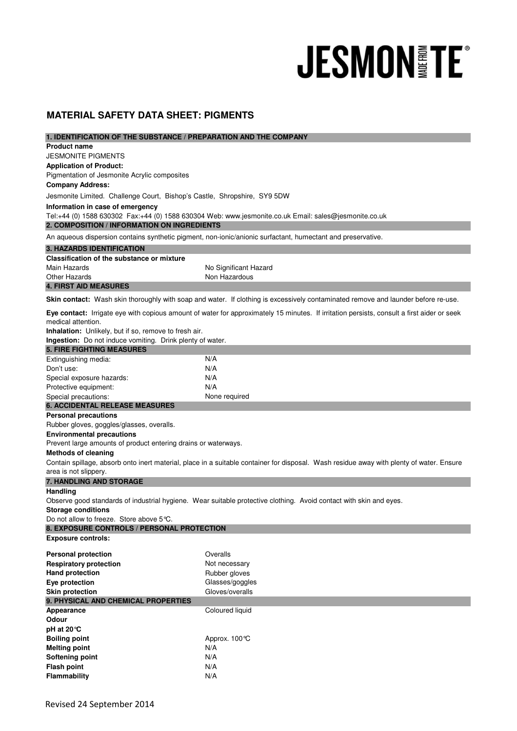# JESMONITE

## MATERIAL SAFETY DATA SHEET: PIGMENTS

### 1. IDENTIFICATION OF THE SUBSTANCE / PREPARATION AND THE COMPANY

**Product name**
JESMONITE PIGMENTS

**Application of Product:**
Pigmentation of Jesmonite Acrylic composites

**Company Address:**
Jesmonite Limited. Challenge Court, Bishop's Castle, Shropshire, SY9 5DW

**Information in case of emergency**
Tel:+44 (0) 1588 630302 Fax:+44 (0) 1588 630304 Web: www.jesmonite.co.uk Email: sales@jesmonite.co.uk

### 2. COMPOSITION / INFORMATION ON INGREDIENTS

An aqueous dispersion contains synthetic pigment, non-ionic/anionic surfactant, humectant and preservative.

### 3. HAZARDS IDENTIFICATION

**Classification of the substance or mixture**

| | |
|---|---|
| Main Hazards | No Significant Hazard |
| Other Hazards | Non Hazardous |

### 4. FIRST AID MEASURES

**Skin contact:** Wash skin thoroughly with soap and water. If clothing is excessively contaminated remove and launder before re-use.

**Eye contact:** Irrigate eye with copious amount of water for approximately 15 minutes. If irritation persists, consult a first aider or seek medical attention.

**Inhalation:** Unlikely, but if so, remove to fresh air.

**Ingestion:** Do not induce vomiting. Drink plenty of water.

### 5. FIRE FIGHTING MEASURES

| | |
|---|---|
| Extinguishing media: | N/A |
| Don't use: | N/A |
| Special exposure hazards: | N/A |
| Protective equipment: | N/A |
| Special precautions: | None required |

### 6. ACCIDENTAL RELEASE MEASURES

**Personal precautions**
Rubber gloves, goggles/glasses, overalls.

**Environmental precautions**
Prevent large amounts of product entering drains or waterways.

**Methods of cleaning**
Contain spillage, absorb onto inert material, place in a suitable container for disposal. Wash residue away with plenty of water. Ensure area is not slippery.

### 7. HANDLING AND STORAGE

**Handling**
Observe good standards of industrial hygiene. Wear suitable protective clothing. Avoid contact with skin and eyes.

**Storage conditions**
Do not allow to freeze. Store above 5°C.

### 8. EXPOSURE CONTROLS / PERSONAL PROTECTION

**Exposure controls:**

| | |
|---|---|
| **Personal protection** | Overalls |
| **Respiratory protection** | Not necessary |
| **Hand protection** | Rubber gloves |
| **Eye protection** | Glasses/goggles |
| **Skin protection** | Gloves/overalls |

### 9. PHYSICAL AND CHEMICAL PROPERTIES

| | |
|---|---|
| **Appearance** | Coloured liquid |
| **Odour** | |
| **pH at 20°C** | |
| **Boiling point** | Approx. 100°C |
| **Melting point** | N/A |
| **Softening point** | N/A |
| **Flash point** | N/A |
| **Flammability** | N/A |

Revised 24 September 2014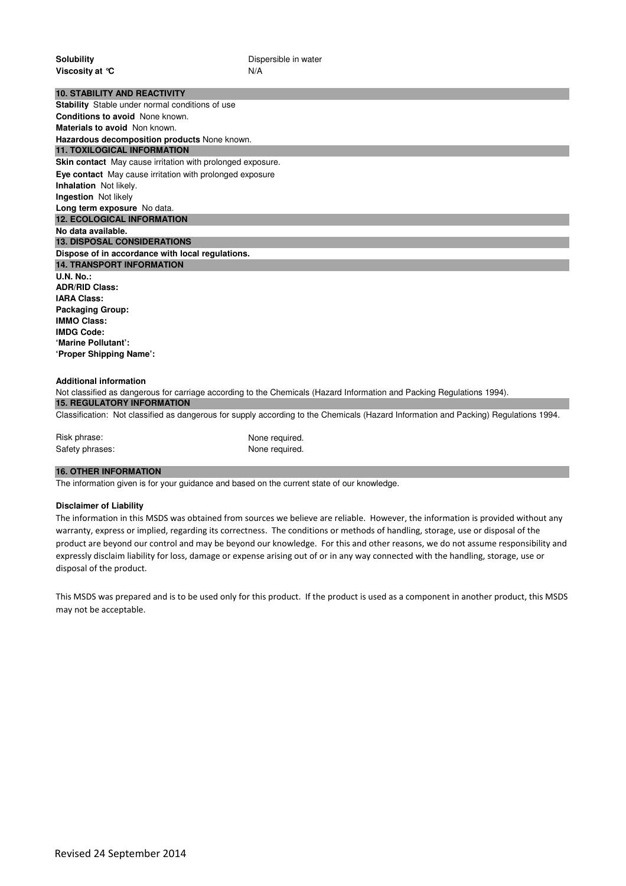| | |
|---|---|
| **Solubility** | Dispersible in water |
| **Viscosity at °C** | N/A |

## 10. STABILITY AND REACTIVITY

**Stability** Stable under normal conditions of use
**Conditions to avoid** None known.
**Materials to avoid** Non known.
**Hazardous decomposition products** None known.

## 11. TOXILOGICAL INFORMATION

**Skin contact** May cause irritation with prolonged exposure.
**Eye contact** May cause irritation with prolonged exposure
**Inhalation** Not likely.
**Ingestion** Not likely
**Long term exposure** No data.

## 12. ECOLOGICAL INFORMATION

**No data available.**

## 13. DISPOSAL CONSIDERATIONS

**Dispose of in accordance with local regulations.**

## 14. TRANSPORT INFORMATION

**U.N. No.:**
**ADR/RID Class:**
**IARA Class:**
**Packaging Group:**
**IMMO Class:**
**IMDG Code:**
**'Marine Pollutant':**
**'Proper Shipping Name':**

**Additional information**

Not classified as dangerous for carriage according to the Chemicals (Hazard Information and Packing Regulations 1994).

## 15. REGULATORY INFORMATION

Classification: Not classified as dangerous for supply according to the Chemicals (Hazard Information and Packing) Regulations 1994.

| | |
|---|---|
| Risk phrase: | None required. |
| Safety phrases: | None required. |

## 16. OTHER INFORMATION

The information given is for your guidance and based on the current state of our knowledge.

**Disclaimer of Liability**

The information in this MSDS was obtained from sources we believe are reliable. However, the information is provided without any warranty, express or implied, regarding its correctness. The conditions or methods of handling, storage, use or disposal of the product are beyond our control and may be beyond our knowledge. For this and other reasons, we do not assume responsibility and expressly disclaim liability for loss, damage or expense arising out of or in any way connected with the handling, storage, use or disposal of the product.

This MSDS was prepared and is to be used only for this product. If the product is used as a component in another product, this MSDS may not be acceptable.

Revised 24 September 2014